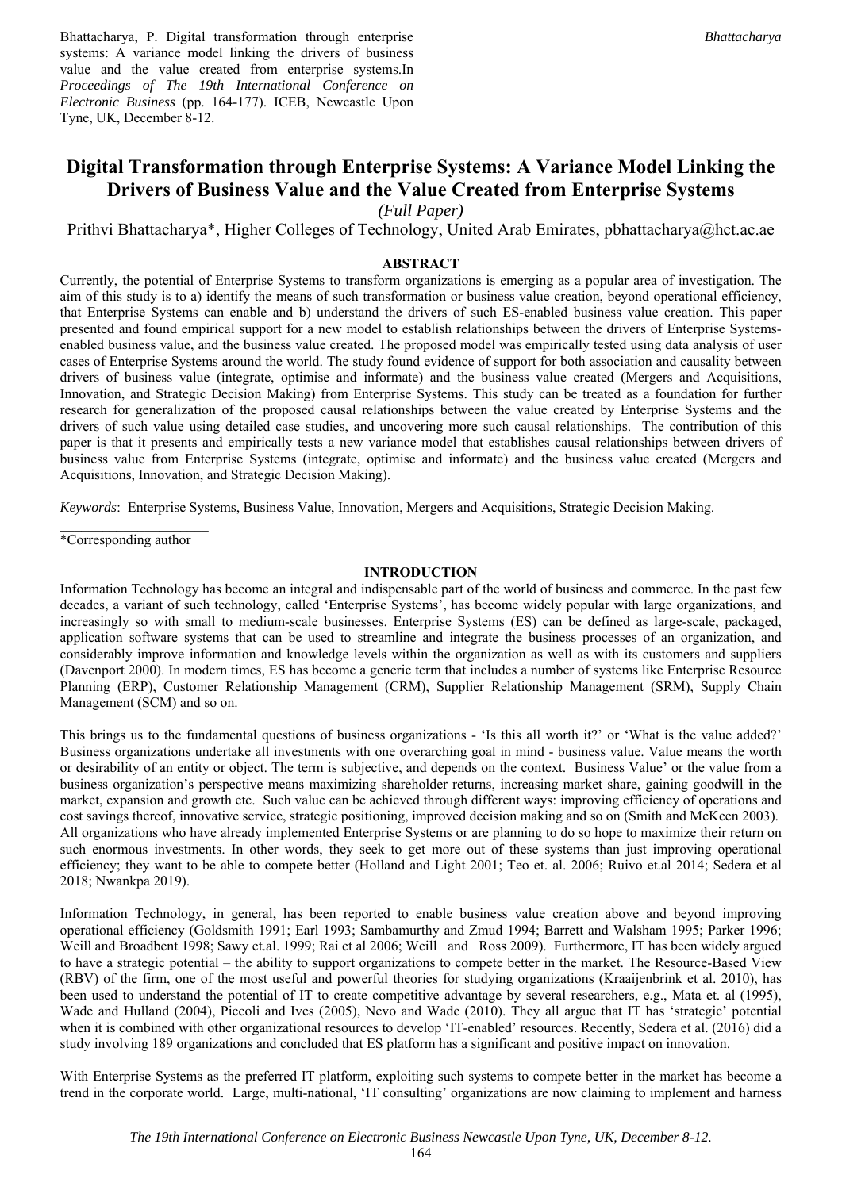Bhattacharya, P. Digital transformation through enterprise systems: A variance model linking the drivers of business value and the value created from enterprise systems.In *Proceedings of The 19th International Conference on Electronic Business* (pp. 164-177). ICEB, Newcastle Upon Tyne, UK, December 8-12.

# Digital Transformation through Enterprise Systems: A Variance Model Linking the Drivers of Business Value and the Value Created from Enterprise Systems

*(Full Paper)*

Prithvi Bhattacharya*, Higher Colleges of Technology, United Arab Emirates, pbhattacharya@hct.ac.ae

## ABSTRACT

Currently, the potential of Enterprise Systems to transform organizations is emerging as a popular area of investigation. The aim of this study is to a) identify the means of such transformation or business value creation, beyond operational efficiency, that Enterprise Systems can enable and b) understand the drivers of such ES-enabled business value creation. This paper presented and found empirical support for a new model to establish relationships between the drivers of Enterprise Systems-enabled business value, and the business value created. The proposed model was empirically tested using data analysis of user cases of Enterprise Systems around the world. The study found evidence of support for both association and causality between drivers of business value (integrate, optimise and informate) and the business value created (Mergers and Acquisitions, Innovation, and Strategic Decision Making) from Enterprise Systems. This study can be treated as a foundation for further research for generalization of the proposed causal relationships between the value created by Enterprise Systems and the drivers of such value using detailed case studies, and uncovering more such causal relationships. The contribution of this paper is that it presents and empirically tests a new variance model that establishes causal relationships between drivers of business value from Enterprise Systems (integrate, optimise and informate) and the business value created (Mergers and Acquisitions, Innovation, and Strategic Decision Making).

*Keywords*: Enterprise Systems, Business Value, Innovation, Mergers and Acquisitions, Strategic Decision Making.

*Corresponding author

## INTRODUCTION

Information Technology has become an integral and indispensable part of the world of business and commerce. In the past few decades, a variant of such technology, called 'Enterprise Systems', has become widely popular with large organizations, and increasingly so with small to medium-scale businesses. Enterprise Systems (ES) can be defined as large-scale, packaged, application software systems that can be used to streamline and integrate the business processes of an organization, and considerably improve information and knowledge levels within the organization as well as with its customers and suppliers (Davenport 2000). In modern times, ES has become a generic term that includes a number of systems like Enterprise Resource Planning (ERP), Customer Relationship Management (CRM), Supplier Relationship Management (SRM), Supply Chain Management (SCM) and so on.

This brings us to the fundamental questions of business organizations - 'Is this all worth it?' or 'What is the value added?' Business organizations undertake all investments with one overarching goal in mind - business value. Value means the worth or desirability of an entity or object. The term is subjective, and depends on the context. Business Value' or the value from a business organization's perspective means maximizing shareholder returns, increasing market share, gaining goodwill in the market, expansion and growth etc. Such value can be achieved through different ways: improving efficiency of operations and cost savings thereof, innovative service, strategic positioning, improved decision making and so on (Smith and McKeen 2003). All organizations who have already implemented Enterprise Systems or are planning to do so hope to maximize their return on such enormous investments. In other words, they seek to get more out of these systems than just improving operational efficiency; they want to be able to compete better (Holland and Light 2001; Teo et. al. 2006; Ruivo et.al 2014; Sedera et al 2018; Nwankpa 2019).

Information Technology, in general, has been reported to enable business value creation above and beyond improving operational efficiency (Goldsmith 1991; Earl 1993; Sambamurthy and Zmud 1994; Barrett and Walsham 1995; Parker 1996; Weill and Broadbent 1998; Sawy et.al. 1999; Rai et al 2006; Weill and Ross 2009). Furthermore, IT has been widely argued to have a strategic potential – the ability to support organizations to compete better in the market. The Resource-Based View (RBV) of the firm, one of the most useful and powerful theories for studying organizations (Kraaijenbrink et al. 2010), has been used to understand the potential of IT to create competitive advantage by several researchers, e.g., Mata et. al (1995), Wade and Hulland (2004), Piccoli and Ives (2005), Nevo and Wade (2010). They all argue that IT has 'strategic' potential when it is combined with other organizational resources to develop 'IT-enabled' resources. Recently, Sedera et al. (2016) did a study involving 189 organizations and concluded that ES platform has a significant and positive impact on innovation.

With Enterprise Systems as the preferred IT platform, exploiting such systems to compete better in the market has become a trend in the corporate world. Large, multi-national, 'IT consulting' organizations are now claiming to implement and harness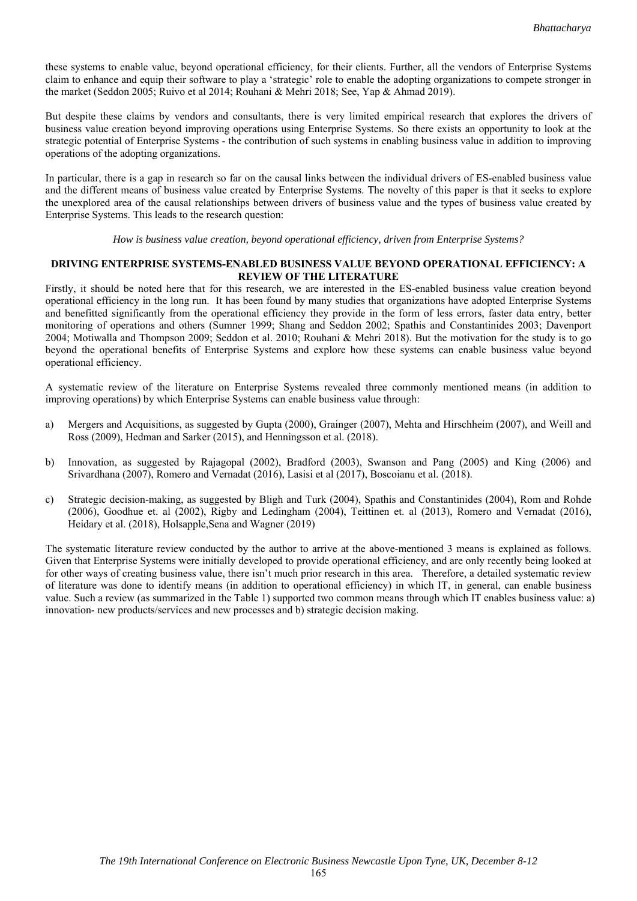these systems to enable value, beyond operational efficiency, for their clients. Further, all the vendors of Enterprise Systems claim to enhance and equip their software to play a 'strategic' role to enable the adopting organizations to compete stronger in the market (Seddon 2005; Ruivo et al 2014; Rouhani & Mehri 2018; See, Yap & Ahmad 2019).

But despite these claims by vendors and consultants, there is very limited empirical research that explores the drivers of business value creation beyond improving operations using Enterprise Systems. So there exists an opportunity to look at the strategic potential of Enterprise Systems - the contribution of such systems in enabling business value in addition to improving operations of the adopting organizations.

In particular, there is a gap in research so far on the causal links between the individual drivers of ES-enabled business value and the different means of business value created by Enterprise Systems. The novelty of this paper is that it seeks to explore the unexplored area of the causal relationships between drivers of business value and the types of business value created by Enterprise Systems. This leads to the research question:

*How is business value creation, beyond operational efficiency, driven from Enterprise Systems?*

## DRIVING ENTERPRISE SYSTEMS-ENABLED BUSINESS VALUE BEYOND OPERATIONAL EFFICIENCY: A REVIEW OF THE LITERATURE

Firstly, it should be noted here that for this research, we are interested in the ES-enabled business value creation beyond operational efficiency in the long run. It has been found by many studies that organizations have adopted Enterprise Systems and benefitted significantly from the operational efficiency they provide in the form of less errors, faster data entry, better monitoring of operations and others (Sumner 1999; Shang and Seddon 2002; Spathis and Constantinides 2003; Davenport 2004; Motiwalla and Thompson 2009; Seddon et al. 2010; Rouhani & Mehri 2018). But the motivation for the study is to go beyond the operational benefits of Enterprise Systems and explore how these systems can enable business value beyond operational efficiency.

A systematic review of the literature on Enterprise Systems revealed three commonly mentioned means (in addition to improving operations) by which Enterprise Systems can enable business value through:

a) Mergers and Acquisitions, as suggested by Gupta (2000), Grainger (2007), Mehta and Hirschheim (2007), and Weill and Ross (2009), Hedman and Sarker (2015), and Henningsson et al. (2018).

b) Innovation, as suggested by Rajagopal (2002), Bradford (2003), Swanson and Pang (2005) and King (2006) and Srivardhana (2007), Romero and Vernadat (2016), Lasisi et al (2017), Boscoianu et al. (2018).

c) Strategic decision-making, as suggested by Bligh and Turk (2004), Spathis and Constantinides (2004), Rom and Rohde (2006), Goodhue et. al (2002), Rigby and Ledingham (2004), Teittinen et. al (2013), Romero and Vernadat (2016), Heidary et al. (2018), Holsapple,Sena and Wagner (2019)

The systematic literature review conducted by the author to arrive at the above-mentioned 3 means is explained as follows. Given that Enterprise Systems were initially developed to provide operational efficiency, and are only recently being looked at for other ways of creating business value, there isn't much prior research in this area. Therefore, a detailed systematic review of literature was done to identify means (in addition to operational efficiency) in which IT, in general, can enable business value. Such a review (as summarized in the Table 1) supported two common means through which IT enables business value: a) innovation- new products/services and new processes and b) strategic decision making.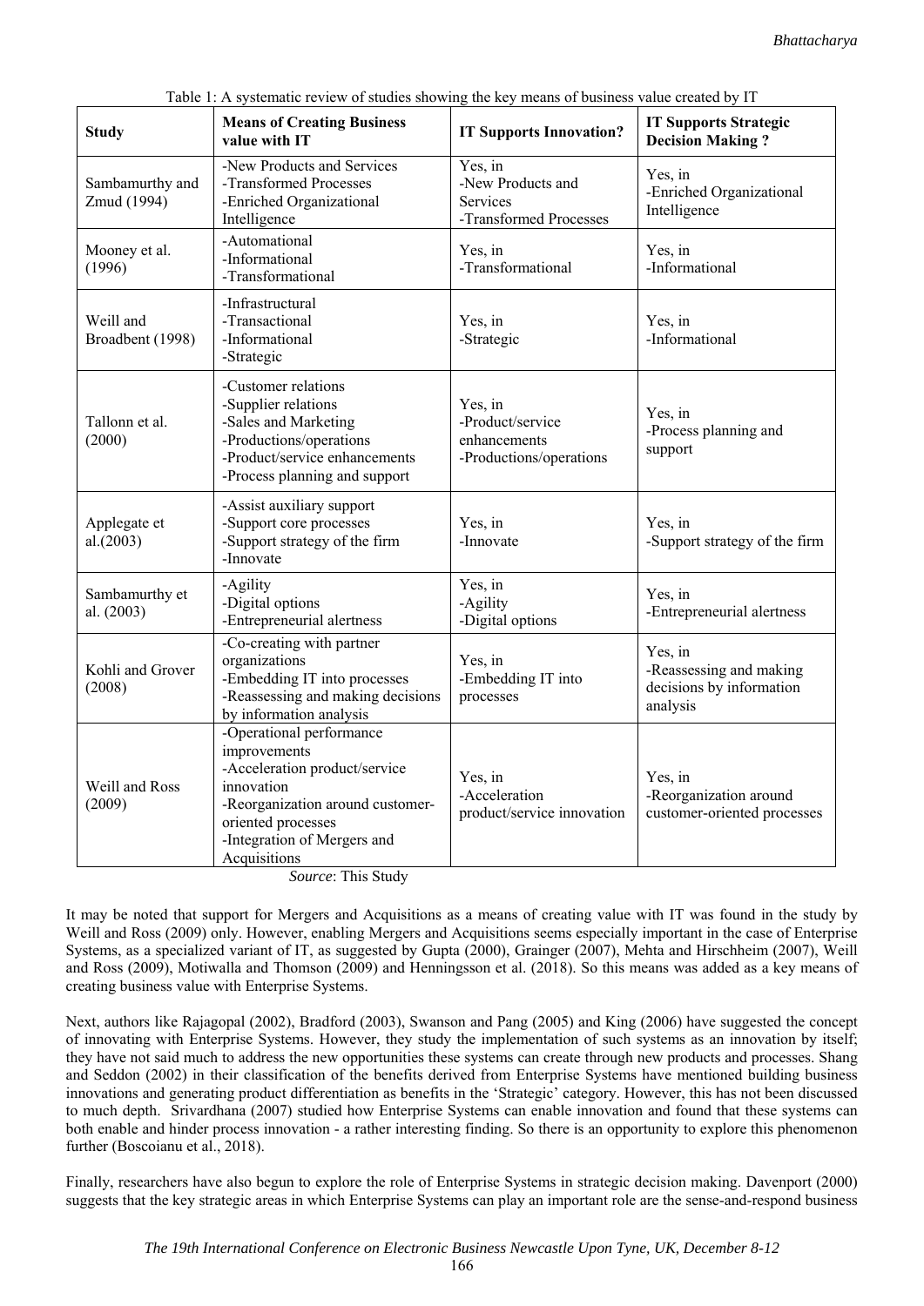Table 1: A systematic review of studies showing the key means of business value created by IT

| Study | Means of Creating Business value with IT | IT Supports Innovation? | IT Supports Strategic Decision Making ? |
|---|---|---|---|
| Sambamurthy and Zmud (1994) | -New Products and Services<br>-Transformed Processes<br>-Enriched Organizational Intelligence | Yes, in<br>-New Products and Services<br>-Transformed Processes | Yes, in<br>-Enriched Organizational Intelligence |
| Mooney et al. (1996) | -Automational<br>-Informational<br>-Transformational | Yes, in<br>-Transformational | Yes, in<br>-Informational |
| Weill and Broadbent (1998) | -Infrastructural<br>-Transactional<br>-Informational<br>-Strategic | Yes, in<br>-Strategic | Yes, in<br>-Informational |
| Tallonn et al. (2000) | -Customer relations<br>-Supplier relations<br>-Sales and Marketing<br>-Productions/operations<br>-Product/service enhancements<br>-Process planning and support | Yes, in<br>-Product/service enhancements<br>-Productions/operations | Yes, in<br>-Process planning and support |
| Applegate et al.(2003) | -Assist auxiliary support<br>-Support core processes<br>-Support strategy of the firm<br>-Innovate | Yes, in<br>-Innovate | Yes, in<br>-Support strategy of the firm |
| Sambamurthy et al. (2003) | -Agility<br>-Digital options<br>-Entrepreneurial alertness | Yes, in<br>-Agility<br>-Digital options | Yes, in<br>-Entrepreneurial alertness |
| Kohli and Grover (2008) | -Co-creating with partner organizations<br>-Embedding IT into processes<br>-Reassessing and making decisions by information analysis | Yes, in<br>-Embedding IT into processes | Yes, in<br>-Reassessing and making decisions by information analysis |
| Weill and Ross (2009) | -Operational performance improvements<br>-Acceleration product/service innovation<br>-Reorganization around customer-oriented processes<br>-Integration of Mergers and Acquisitions | Yes, in<br>-Acceleration product/service innovation | Yes, in<br>-Reorganization around customer-oriented processes |

*Source*: This Study

It may be noted that support for Mergers and Acquisitions as a means of creating value with IT was found in the study by Weill and Ross (2009) only. However, enabling Mergers and Acquisitions seems especially important in the case of Enterprise Systems, as a specialized variant of IT, as suggested by Gupta (2000), Grainger (2007), Mehta and Hirschheim (2007), Weill and Ross (2009), Motiwalla and Thomson (2009) and Henningsson et al. (2018). So this means was added as a key means of creating business value with Enterprise Systems.

Next, authors like Rajagopal (2002), Bradford (2003), Swanson and Pang (2005) and King (2006) have suggested the concept of innovating with Enterprise Systems. However, they study the implementation of such systems as an innovation by itself; they have not said much to address the new opportunities these systems can create through new products and processes. Shang and Seddon (2002) in their classification of the benefits derived from Enterprise Systems have mentioned building business innovations and generating product differentiation as benefits in the 'Strategic' category. However, this has not been discussed to much depth. Srivardhana (2007) studied how Enterprise Systems can enable innovation and found that these systems can both enable and hinder process innovation - a rather interesting finding. So there is an opportunity to explore this phenomenon further (Boscoianu et al., 2018).

Finally, researchers have also begun to explore the role of Enterprise Systems in strategic decision making. Davenport (2000) suggests that the key strategic areas in which Enterprise Systems can play an important role are the sense-and-respond business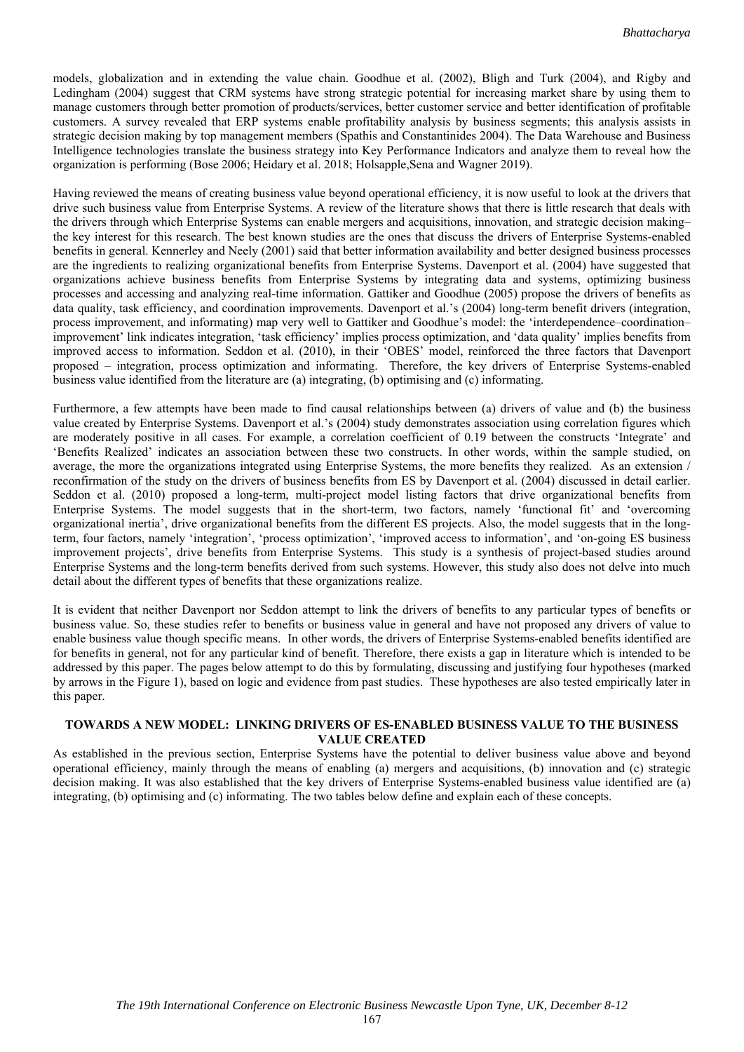models, globalization and in extending the value chain. Goodhue et al. (2002), Bligh and Turk (2004), and Rigby and Ledingham (2004) suggest that CRM systems have strong strategic potential for increasing market share by using them to manage customers through better promotion of products/services, better customer service and better identification of profitable customers. A survey revealed that ERP systems enable profitability analysis by business segments; this analysis assists in strategic decision making by top management members (Spathis and Constantinides 2004). The Data Warehouse and Business Intelligence technologies translate the business strategy into Key Performance Indicators and analyze them to reveal how the organization is performing (Bose 2006; Heidary et al. 2018; Holsapple,Sena and Wagner 2019).

Having reviewed the means of creating business value beyond operational efficiency, it is now useful to look at the drivers that drive such business value from Enterprise Systems. A review of the literature shows that there is little research that deals with the drivers through which Enterprise Systems can enable mergers and acquisitions, innovation, and strategic decision making– the key interest for this research. The best known studies are the ones that discuss the drivers of Enterprise Systems-enabled benefits in general. Kennerley and Neely (2001) said that better information availability and better designed business processes are the ingredients to realizing organizational benefits from Enterprise Systems. Davenport et al. (2004) have suggested that organizations achieve business benefits from Enterprise Systems by integrating data and systems, optimizing business processes and accessing and analyzing real-time information. Gattiker and Goodhue (2005) propose the drivers of benefits as data quality, task efficiency, and coordination improvements. Davenport et al.'s (2004) long-term benefit drivers (integration, process improvement, and informating) map very well to Gattiker and Goodhue's model: the 'interdependence–coordination–improvement' link indicates integration, 'task efficiency' implies process optimization, and 'data quality' implies benefits from improved access to information. Seddon et al. (2010), in their 'OBES' model, reinforced the three factors that Davenport proposed – integration, process optimization and informating. Therefore, the key drivers of Enterprise Systems-enabled business value identified from the literature are (a) integrating, (b) optimising and (c) informating.

Furthermore, a few attempts have been made to find causal relationships between (a) drivers of value and (b) the business value created by Enterprise Systems. Davenport et al.'s (2004) study demonstrates association using correlation figures which are moderately positive in all cases. For example, a correlation coefficient of 0.19 between the constructs 'Integrate' and 'Benefits Realized' indicates an association between these two constructs. In other words, within the sample studied, on average, the more the organizations integrated using Enterprise Systems, the more benefits they realized. As an extension / reconfirmation of the study on the drivers of business benefits from ES by Davenport et al. (2004) discussed in detail earlier. Seddon et al. (2010) proposed a long-term, multi-project model listing factors that drive organizational benefits from Enterprise Systems. The model suggests that in the short-term, two factors, namely 'functional fit' and 'overcoming organizational inertia', drive organizational benefits from the different ES projects. Also, the model suggests that in the long-term, four factors, namely 'integration', 'process optimization', 'improved access to information', and 'on-going ES business improvement projects', drive benefits from Enterprise Systems. This study is a synthesis of project-based studies around Enterprise Systems and the long-term benefits derived from such systems. However, this study also does not delve into much detail about the different types of benefits that these organizations realize.

It is evident that neither Davenport nor Seddon attempt to link the drivers of benefits to any particular types of benefits or business value. So, these studies refer to benefits or business value in general and have not proposed any drivers of value to enable business value though specific means. In other words, the drivers of Enterprise Systems-enabled benefits identified are for benefits in general, not for any particular kind of benefit. Therefore, there exists a gap in literature which is intended to be addressed by this paper. The pages below attempt to do this by formulating, discussing and justifying four hypotheses (marked by arrows in the Figure 1), based on logic and evidence from past studies. These hypotheses are also tested empirically later in this paper.

## TOWARDS A NEW MODEL: LINKING DRIVERS OF ES-ENABLED BUSINESS VALUE TO THE BUSINESS VALUE CREATED

As established in the previous section, Enterprise Systems have the potential to deliver business value above and beyond operational efficiency, mainly through the means of enabling (a) mergers and acquisitions, (b) innovation and (c) strategic decision making. It was also established that the key drivers of Enterprise Systems-enabled business value identified are (a) integrating, (b) optimising and (c) informating. The two tables below define and explain each of these concepts.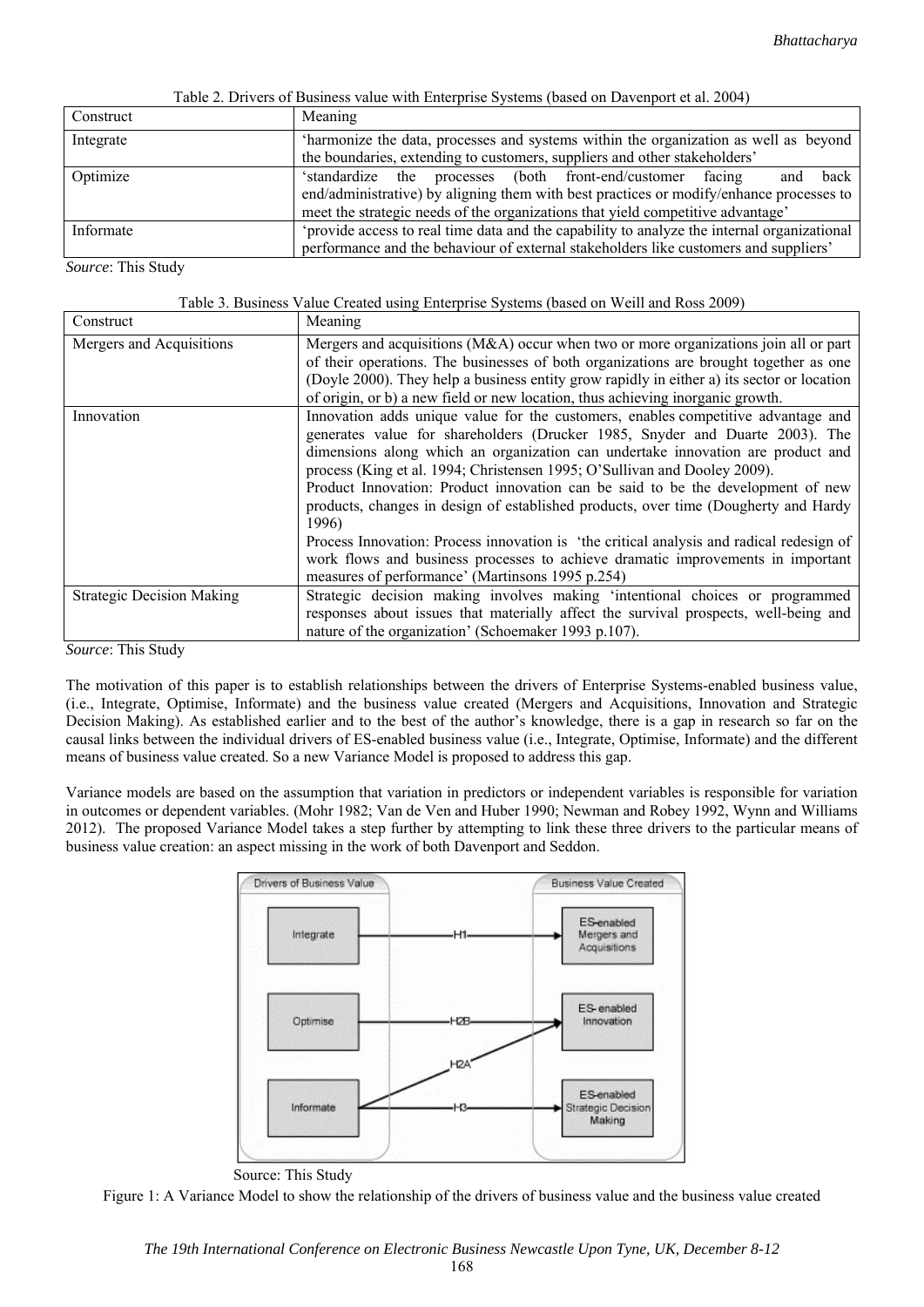Table 2. Drivers of Business value with Enterprise Systems (based on Davenport et al. 2004)

| Construct | Meaning |
|---|---|
| Integrate | 'harmonize the data, processes and systems within the organization as well as beyond the boundaries, extending to customers, suppliers and other stakeholders' |
| Optimize | 'standardize the processes (both front-end/customer facing and back end/administrative) by aligning them with best practices or modify/enhance processes to meet the strategic needs of the organizations that yield competitive advantage' |
| Informate | 'provide access to real time data and the capability to analyze the internal organizational performance and the behaviour of external stakeholders like customers and suppliers' |

*Source*: This Study

Table 3. Business Value Created using Enterprise Systems (based on Weill and Ross 2009)

| Construct | Meaning |
|---|---|
| Mergers and Acquisitions | Mergers and acquisitions (M&A) occur when two or more organizations join all or part of their operations. The businesses of both organizations are brought together as one (Doyle 2000). They help a business entity grow rapidly in either a) its sector or location of origin, or b) a new field or new location, thus achieving inorganic growth. |
| Innovation | Innovation adds unique value for the customers, enables competitive advantage and generates value for shareholders (Drucker 1985, Snyder and Duarte 2003). The dimensions along which an organization can undertake innovation are product and process (King et al. 1994; Christensen 1995; O'Sullivan and Dooley 2009). Product Innovation: Product innovation can be said to be the development of new products, changes in design of established products, over time (Dougherty and Hardy 1996) Process Innovation: Process innovation is 'the critical analysis and radical redesign of work flows and business processes to achieve dramatic improvements in important measures of performance' (Martinsons 1995 p.254) |
| Strategic Decision Making | Strategic decision making involves making 'intentional choices or programmed responses about issues that materially affect the survival prospects, well-being and nature of the organization' (Schoemaker 1993 p.107). |

*Source*: This Study

The motivation of this paper is to establish relationships between the drivers of Enterprise Systems-enabled business value, (i.e., Integrate, Optimise, Informate) and the business value created (Mergers and Acquisitions, Innovation and Strategic Decision Making). As established earlier and to the best of the author's knowledge, there is a gap in research so far on the causal links between the individual drivers of ES-enabled business value (i.e., Integrate, Optimise, Informate) and the different means of business value created. So a new Variance Model is proposed to address this gap.

Variance models are based on the assumption that variation in predictors or independent variables is responsible for variation in outcomes or dependent variables. (Mohr 1982; Van de Ven and Huber 1990; Newman and Robey 1992, Wynn and Williams 2012). The proposed Variance Model takes a step further by attempting to link these three drivers to the particular means of business value creation: an aspect missing in the work of both Davenport and Seddon.

Drivers of Business Value | Business Value Created

Integrate —H1→ ES-enabled Mergers and Acquisitions

Optimise —H2B→ ES-enabled Innovation

Informate —H2A→ ES-enabled Innovation

Informate —H3→ ES-enabled Strategic Decision Making

Source: This Study

Figure 1: A Variance Model to show the relationship of the drivers of business value and the business value created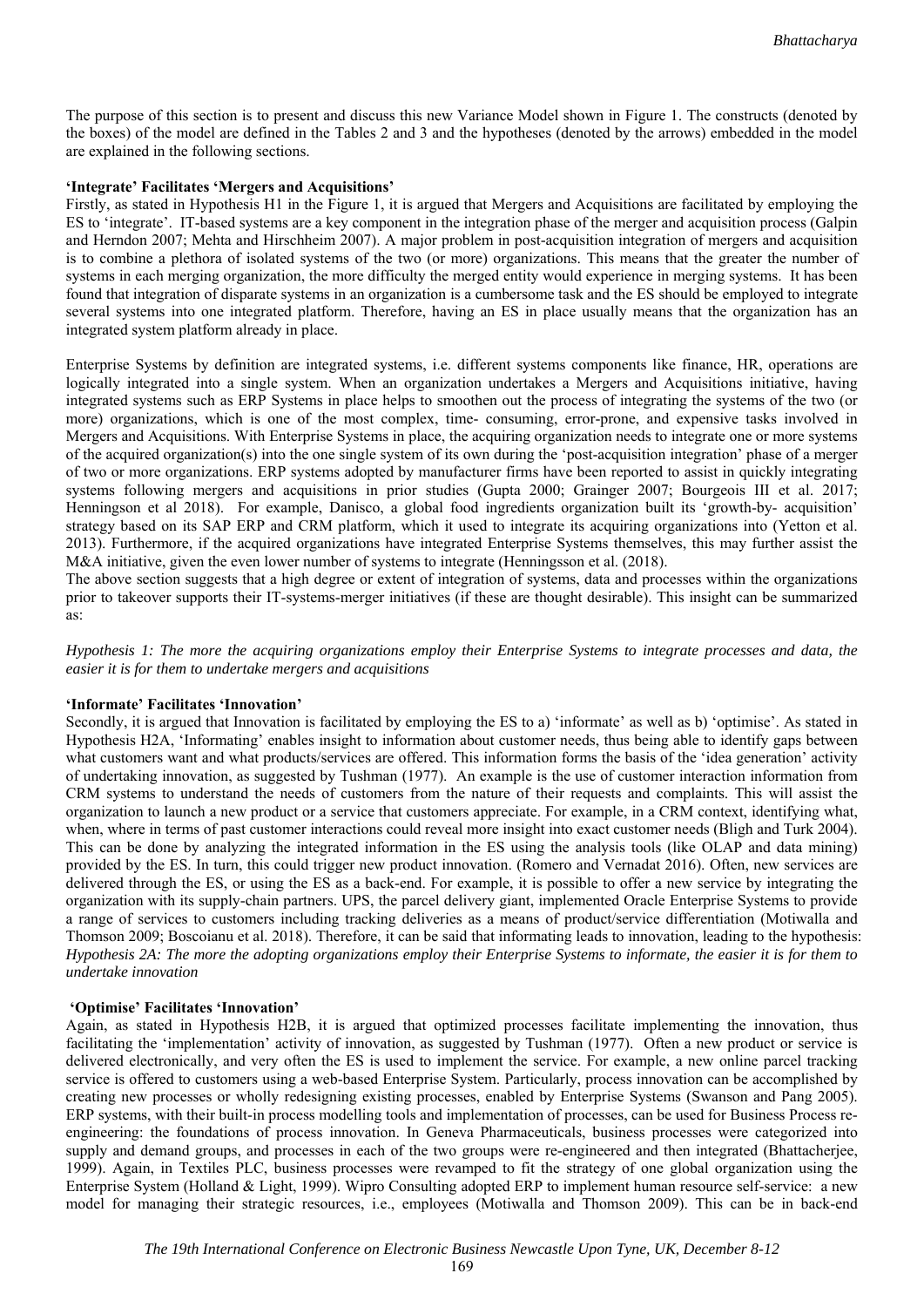The purpose of this section is to present and discuss this new Variance Model shown in Figure 1. The constructs (denoted by the boxes) of the model are defined in the Tables 2 and 3 and the hypotheses (denoted by the arrows) embedded in the model are explained in the following sections.

**'Integrate' Facilitates 'Mergers and Acquisitions'**

Firstly, as stated in Hypothesis H1 in the Figure 1, it is argued that Mergers and Acquisitions are facilitated by employing the ES to 'integrate'. IT-based systems are a key component in the integration phase of the merger and acquisition process (Galpin and Herndon 2007; Mehta and Hirschheim 2007). A major problem in post-acquisition integration of mergers and acquisition is to combine a plethora of isolated systems of the two (or more) organizations. This means that the greater the number of systems in each merging organization, the more difficulty the merged entity would experience in merging systems. It has been found that integration of disparate systems in an organization is a cumbersome task and the ES should be employed to integrate several systems into one integrated platform. Therefore, having an ES in place usually means that the organization has an integrated system platform already in place.

Enterprise Systems by definition are integrated systems, i.e. different systems components like finance, HR, operations are logically integrated into a single system. When an organization undertakes a Mergers and Acquisitions initiative, having integrated systems such as ERP Systems in place helps to smoothen out the process of integrating the systems of the two (or more) organizations, which is one of the most complex, time- consuming, error-prone, and expensive tasks involved in Mergers and Acquisitions. With Enterprise Systems in place, the acquiring organization needs to integrate one or more systems of the acquired organization(s) into the one single system of its own during the 'post-acquisition integration' phase of a merger of two or more organizations. ERP systems adopted by manufacturer firms have been reported to assist in quickly integrating systems following mergers and acquisitions in prior studies (Gupta 2000; Grainger 2007; Bourgeois III et al. 2017; Henningson et al 2018). For example, Danisco, a global food ingredients organization built its 'growth-by- acquisition' strategy based on its SAP ERP and CRM platform, which it used to integrate its acquiring organizations into (Yetton et al. 2013). Furthermore, if the acquired organizations have integrated Enterprise Systems themselves, this may further assist the M&A initiative, given the even lower number of systems to integrate (Henningsson et al. (2018).

The above section suggests that a high degree or extent of integration of systems, data and processes within the organizations prior to takeover supports their IT-systems-merger initiatives (if these are thought desirable). This insight can be summarized as:

*Hypothesis 1: The more the acquiring organizations employ their Enterprise Systems to integrate processes and data, the easier it is for them to undertake mergers and acquisitions*

**'Informate' Facilitates 'Innovation'**

Secondly, it is argued that Innovation is facilitated by employing the ES to a) 'informate' as well as b) 'optimise'. As stated in Hypothesis H2A, 'Informating' enables insight to information about customer needs, thus being able to identify gaps between what customers want and what products/services are offered. This information forms the basis of the 'idea generation' activity of undertaking innovation, as suggested by Tushman (1977). An example is the use of customer interaction information from CRM systems to understand the needs of customers from the nature of their requests and complaints. This will assist the organization to launch a new product or a service that customers appreciate. For example, in a CRM context, identifying what, when, where in terms of past customer interactions could reveal more insight into exact customer needs (Bligh and Turk 2004). This can be done by analyzing the integrated information in the ES using the analysis tools (like OLAP and data mining) provided by the ES. In turn, this could trigger new product innovation. (Romero and Vernadat 2016). Often, new services are delivered through the ES, or using the ES as a back-end. For example, it is possible to offer a new service by integrating the organization with its supply-chain partners. UPS, the parcel delivery giant, implemented Oracle Enterprise Systems to provide a range of services to customers including tracking deliveries as a means of product/service differentiation (Motiwalla and Thomson 2009; Boscoianu et al. 2018). Therefore, it can be said that informating leads to innovation, leading to the hypothesis:
*Hypothesis 2A: The more the adopting organizations employ their Enterprise Systems to informate, the easier it is for them to undertake innovation*

**'Optimise' Facilitates 'Innovation'**

Again, as stated in Hypothesis H2B, it is argued that optimized processes facilitate implementing the innovation, thus facilitating the 'implementation' activity of innovation, as suggested by Tushman (1977). Often a new product or service is delivered electronically, and very often the ES is used to implement the service. For example, a new online parcel tracking service is offered to customers using a web-based Enterprise System. Particularly, process innovation can be accomplished by creating new processes or wholly redesigning existing processes, enabled by Enterprise Systems (Swanson and Pang 2005). ERP systems, with their built-in process modelling tools and implementation of processes, can be used for Business Process re-engineering: the foundations of process innovation. In Geneva Pharmaceuticals, business processes were categorized into supply and demand groups, and processes in each of the two groups were re-engineered and then integrated (Bhattacherjee, 1999). Again, in Textiles PLC, business processes were revamped to fit the strategy of one global organization using the Enterprise System (Holland & Light, 1999). Wipro Consulting adopted ERP to implement human resource self-service: a new model for managing their strategic resources, i.e., employees (Motiwalla and Thomson 2009). This can be in back-end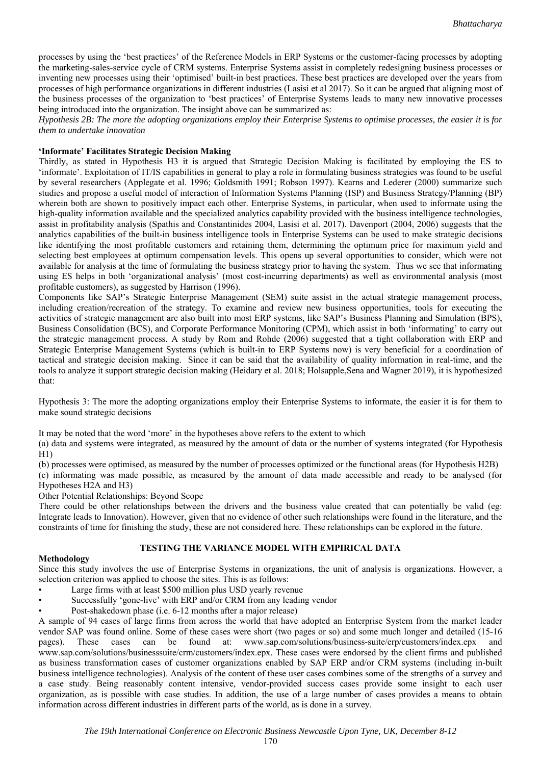processes by using the 'best practices' of the Reference Models in ERP Systems or the customer-facing processes by adopting the marketing-sales-service cycle of CRM systems. Enterprise Systems assist in completely redesigning business processes or inventing new processes using their 'optimised' built-in best practices. These best practices are developed over the years from processes of high performance organizations in different industries (Lasisi et al 2017). So it can be argued that aligning most of the business processes of the organization to 'best practices' of Enterprise Systems leads to many new innovative processes being introduced into the organization. The insight above can be summarized as:

*Hypothesis 2B: The more the adopting organizations employ their Enterprise Systems to optimise processes, the easier it is for them to undertake innovation*

**'Informate' Facilitates Strategic Decision Making**

Thirdly, as stated in Hypothesis H3 it is argued that Strategic Decision Making is facilitated by employing the ES to 'informate'. Exploitation of IT/IS capabilities in general to play a role in formulating business strategies was found to be useful by several researchers (Applegate et al. 1996; Goldsmith 1991; Robson 1997). Kearns and Lederer (2000) summarize such studies and propose a useful model of interaction of Information Systems Planning (ISP) and Business Strategy/Planning (BP) wherein both are shown to positively impact each other. Enterprise Systems, in particular, when used to informate using the high-quality information available and the specialized analytics capability provided with the business intelligence technologies, assist in profitability analysis (Spathis and Constantinides 2004, Lasisi et al. 2017). Davenport (2004, 2006) suggests that the analytics capabilities of the built-in business intelligence tools in Enterprise Systems can be used to make strategic decisions like identifying the most profitable customers and retaining them, determining the optimum price for maximum yield and selecting best employees at optimum compensation levels. This opens up several opportunities to consider, which were not available for analysis at the time of formulating the business strategy prior to having the system. Thus we see that informating using ES helps in both 'organizational analysis' (most cost-incurring departments) as well as environmental analysis (most profitable customers), as suggested by Harrison (1996).

Components like SAP's Strategic Enterprise Management (SEM) suite assist in the actual strategic management process, including creation/recreation of the strategy. To examine and review new business opportunities, tools for executing the activities of strategic management are also built into most ERP systems, like SAP's Business Planning and Simulation (BPS), Business Consolidation (BCS), and Corporate Performance Monitoring (CPM), which assist in both 'informating' to carry out the strategic management process. A study by Rom and Rohde (2006) suggested that a tight collaboration with ERP and Strategic Enterprise Management Systems (which is built-in to ERP Systems now) is very beneficial for a coordination of tactical and strategic decision making. Since it can be said that the availability of quality information in real-time, and the tools to analyze it support strategic decision making (Heidary et al. 2018; Holsapple,Sena and Wagner 2019), it is hypothesized that:

Hypothesis 3: The more the adopting organizations employ their Enterprise Systems to informate, the easier it is for them to make sound strategic decisions

It may be noted that the word 'more' in the hypotheses above refers to the extent to which

(a) data and systems were integrated, as measured by the amount of data or the number of systems integrated (for Hypothesis H1)

(b) processes were optimised, as measured by the number of processes optimized or the functional areas (for Hypothesis H2B)

(c) informating was made possible, as measured by the amount of data made accessible and ready to be analysed (for Hypotheses H2A and H3)

Other Potential Relationships: Beyond Scope

There could be other relationships between the drivers and the business value created that can potentially be valid (eg: Integrate leads to Innovation). However, given that no evidence of other such relationships were found in the literature, and the constraints of time for finishing the study, these are not considered here. These relationships can be explored in the future.

## TESTING THE VARIANCE MODEL WITH EMPIRICAL DATA

**Methodology**

Since this study involves the use of Enterprise Systems in organizations, the unit of analysis is organizations. However, a selection criterion was applied to choose the sites. This is as follows:

- Large firms with at least \$500 million plus USD yearly revenue
- Successfully 'gone-live' with ERP and/or CRM from any leading vendor
- Post-shakedown phase (i.e. 6-12 months after a major release)

A sample of 94 cases of large firms from across the world that have adopted an Enterprise System from the market leader vendor SAP was found online. Some of these cases were short (two pages or so) and some much longer and detailed (15-16 pages). These cases can be found at: www.sap.com/solutions/business-suite/erp/customers/index.epx and www.sap.com/solutions/businesssuite/crm/customers/index.epx. These cases were endorsed by the client firms and published as business transformation cases of customer organizations enabled by SAP ERP and/or CRM systems (including in-built business intelligence technologies). Analysis of the content of these user cases combines some of the strengths of a survey and a case study. Being reasonably content intensive, vendor-provided success cases provide some insight to each user organization, as is possible with case studies. In addition, the use of a large number of cases provides a means to obtain information across different industries in different parts of the world, as is done in a survey.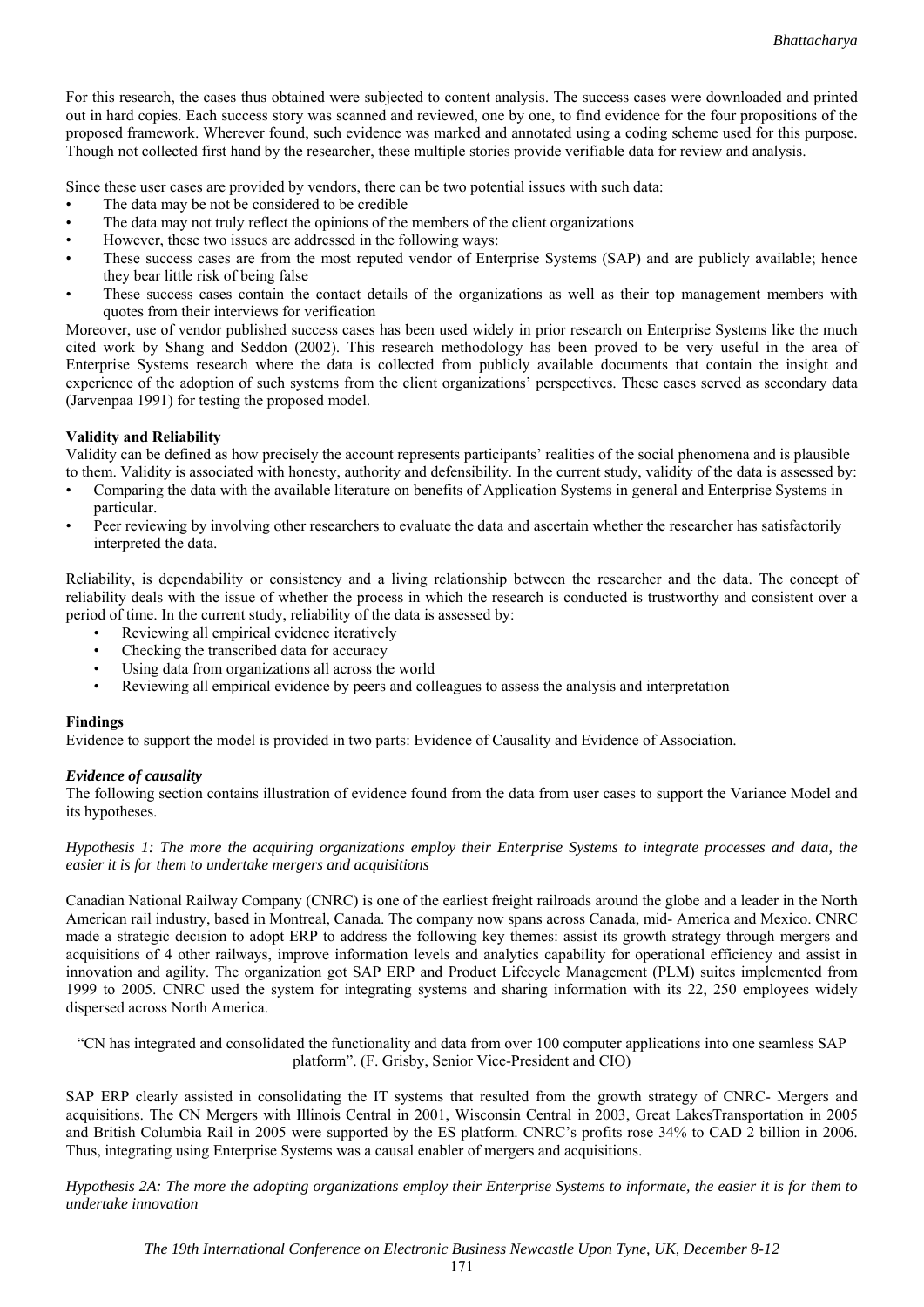For this research, the cases thus obtained were subjected to content analysis. The success cases were downloaded and printed out in hard copies. Each success story was scanned and reviewed, one by one, to find evidence for the four propositions of the proposed framework. Wherever found, such evidence was marked and annotated using a coding scheme used for this purpose. Though not collected first hand by the researcher, these multiple stories provide verifiable data for review and analysis.

Since these user cases are provided by vendors, there can be two potential issues with such data:

- The data may be not be considered to be credible
- The data may not truly reflect the opinions of the members of the client organizations
- However, these two issues are addressed in the following ways:
- These success cases are from the most reputed vendor of Enterprise Systems (SAP) and are publicly available; hence they bear little risk of being false
- These success cases contain the contact details of the organizations as well as their top management members with quotes from their interviews for verification

Moreover, use of vendor published success cases has been used widely in prior research on Enterprise Systems like the much cited work by Shang and Seddon (2002). This research methodology has been proved to be very useful in the area of Enterprise Systems research where the data is collected from publicly available documents that contain the insight and experience of the adoption of such systems from the client organizations' perspectives. These cases served as secondary data (Jarvenpaa 1991) for testing the proposed model.

**Validity and Reliability**

Validity can be defined as how precisely the account represents participants' realities of the social phenomena and is plausible to them. Validity is associated with honesty, authority and defensibility. In the current study, validity of the data is assessed by:

- Comparing the data with the available literature on benefits of Application Systems in general and Enterprise Systems in particular.
- Peer reviewing by involving other researchers to evaluate the data and ascertain whether the researcher has satisfactorily interpreted the data.

Reliability, is dependability or consistency and a living relationship between the researcher and the data. The concept of reliability deals with the issue of whether the process in which the research is conducted is trustworthy and consistent over a period of time. In the current study, reliability of the data is assessed by:

- Reviewing all empirical evidence iteratively
- Checking the transcribed data for accuracy
- Using data from organizations all across the world
- Reviewing all empirical evidence by peers and colleagues to assess the analysis and interpretation

**Findings**

Evidence to support the model is provided in two parts: Evidence of Causality and Evidence of Association.

***Evidence of causality***

The following section contains illustration of evidence found from the data from user cases to support the Variance Model and its hypotheses.

*Hypothesis 1: The more the acquiring organizations employ their Enterprise Systems to integrate processes and data, the easier it is for them to undertake mergers and acquisitions*

Canadian National Railway Company (CNRC) is one of the earliest freight railroads around the globe and a leader in the North American rail industry, based in Montreal, Canada. The company now spans across Canada, mid- America and Mexico. CNRC made a strategic decision to adopt ERP to address the following key themes: assist its growth strategy through mergers and acquisitions of 4 other railways, improve information levels and analytics capability for operational efficiency and assist in innovation and agility. The organization got SAP ERP and Product Lifecycle Management (PLM) suites implemented from 1999 to 2005. CNRC used the system for integrating systems and sharing information with its 22, 250 employees widely dispersed across North America.

"CN has integrated and consolidated the functionality and data from over 100 computer applications into one seamless SAP platform". (F. Grisby, Senior Vice-President and CIO)

SAP ERP clearly assisted in consolidating the IT systems that resulted from the growth strategy of CNRC- Mergers and acquisitions. The CN Mergers with Illinois Central in 2001, Wisconsin Central in 2003, Great LakesTransportation in 2005 and British Columbia Rail in 2005 were supported by the ES platform. CNRC's profits rose 34% to CAD 2 billion in 2006. Thus, integrating using Enterprise Systems was a causal enabler of mergers and acquisitions.

*Hypothesis 2A: The more the adopting organizations employ their Enterprise Systems to informate, the easier it is for them to undertake innovation*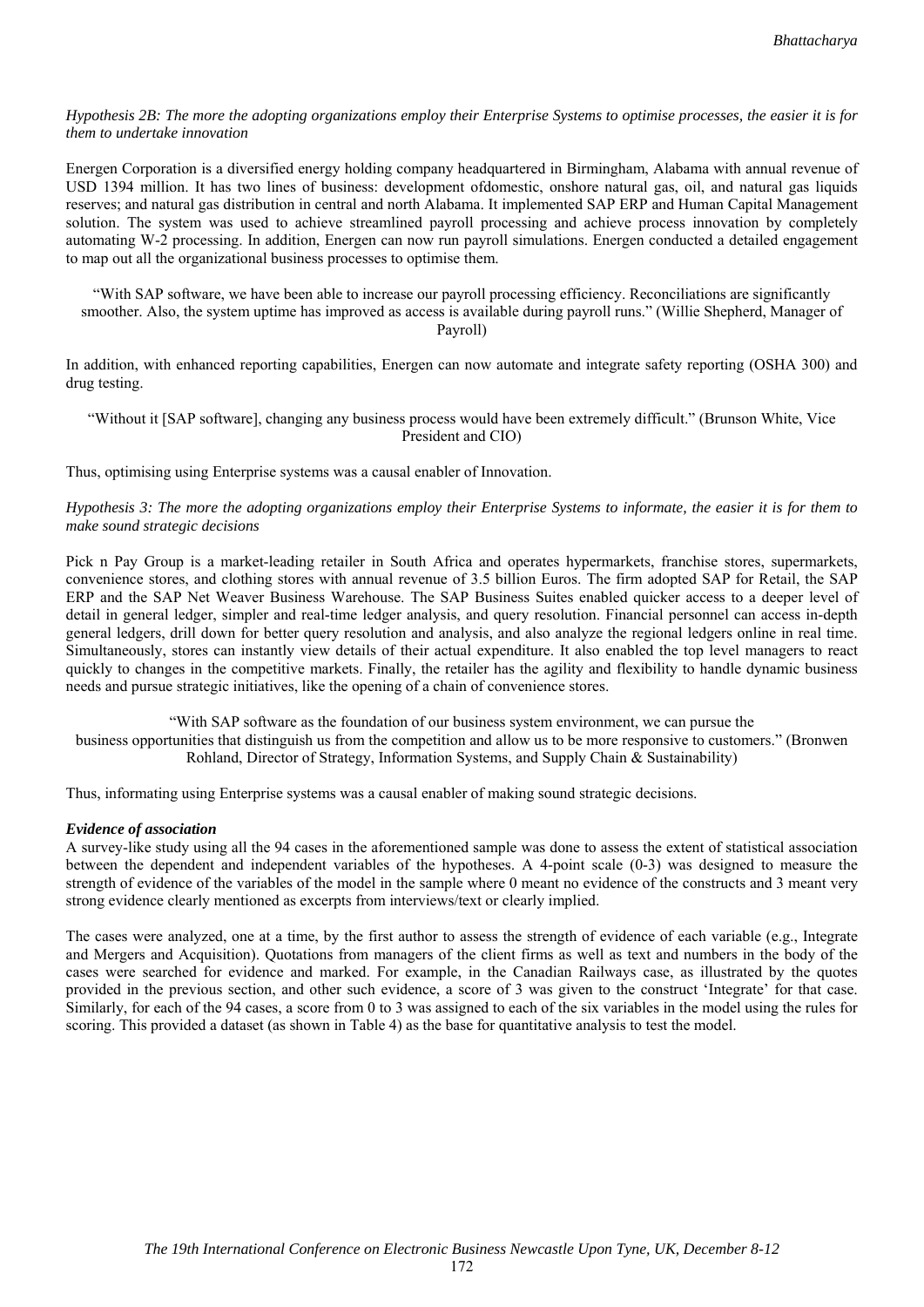*Hypothesis 2B: The more the adopting organizations employ their Enterprise Systems to optimise processes, the easier it is for them to undertake innovation*

Energen Corporation is a diversified energy holding company headquartered in Birmingham, Alabama with annual revenue of USD 1394 million. It has two lines of business: development ofdomestic, onshore natural gas, oil, and natural gas liquids reserves; and natural gas distribution in central and north Alabama. It implemented SAP ERP and Human Capital Management solution. The system was used to achieve streamlined payroll processing and achieve process innovation by completely automating W-2 processing. In addition, Energen can now run payroll simulations. Energen conducted a detailed engagement to map out all the organizational business processes to optimise them.

"With SAP software, we have been able to increase our payroll processing efficiency. Reconciliations are significantly smoother. Also, the system uptime has improved as access is available during payroll runs." (Willie Shepherd, Manager of Payroll)

In addition, with enhanced reporting capabilities, Energen can now automate and integrate safety reporting (OSHA 300) and drug testing.

"Without it [SAP software], changing any business process would have been extremely difficult." (Brunson White, Vice President and CIO)

Thus, optimising using Enterprise systems was a causal enabler of Innovation.

*Hypothesis 3: The more the adopting organizations employ their Enterprise Systems to informate, the easier it is for them to make sound strategic decisions*

Pick n Pay Group is a market-leading retailer in South Africa and operates hypermarkets, franchise stores, supermarkets, convenience stores, and clothing stores with annual revenue of 3.5 billion Euros. The firm adopted SAP for Retail, the SAP ERP and the SAP Net Weaver Business Warehouse. The SAP Business Suites enabled quicker access to a deeper level of detail in general ledger, simpler and real-time ledger analysis, and query resolution. Financial personnel can access in-depth general ledgers, drill down for better query resolution and analysis, and also analyze the regional ledgers online in real time. Simultaneously, stores can instantly view details of their actual expenditure. It also enabled the top level managers to react quickly to changes in the competitive markets. Finally, the retailer has the agility and flexibility to handle dynamic business needs and pursue strategic initiatives, like the opening of a chain of convenience stores.

"With SAP software as the foundation of our business system environment, we can pursue the business opportunities that distinguish us from the competition and allow us to be more responsive to customers." (Bronwen Rohland, Director of Strategy, Information Systems, and Supply Chain & Sustainability)

Thus, informating using Enterprise systems was a causal enabler of making sound strategic decisions.

***Evidence of association***

A survey-like study using all the 94 cases in the aforementioned sample was done to assess the extent of statistical association between the dependent and independent variables of the hypotheses. A 4-point scale (0-3) was designed to measure the strength of evidence of the variables of the model in the sample where 0 meant no evidence of the constructs and 3 meant very strong evidence clearly mentioned as excerpts from interviews/text or clearly implied.

The cases were analyzed, one at a time, by the first author to assess the strength of evidence of each variable (e.g., Integrate and Mergers and Acquisition). Quotations from managers of the client firms as well as text and numbers in the body of the cases were searched for evidence and marked. For example, in the Canadian Railways case, as illustrated by the quotes provided in the previous section, and other such evidence, a score of 3 was given to the construct 'Integrate' for that case. Similarly, for each of the 94 cases, a score from 0 to 3 was assigned to each of the six variables in the model using the rules for scoring. This provided a dataset (as shown in Table 4) as the base for quantitative analysis to test the model.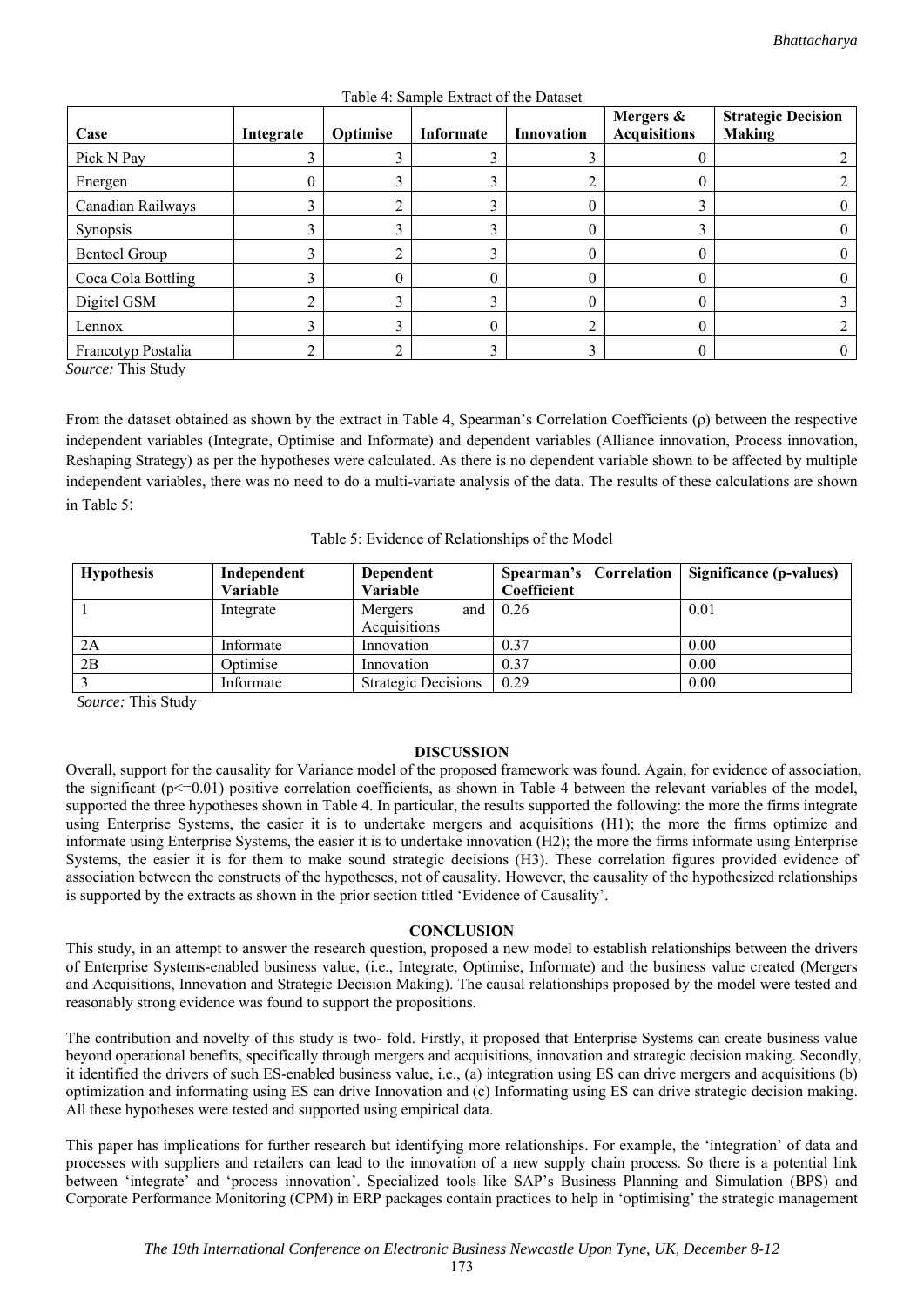Table 4: Sample Extract of the Dataset

| Case | Integrate | Optimise | Informate | Innovation | Mergers & Acquisitions | Strategic Decision Making |
|---|---|---|---|---|---|---|
| Pick N Pay | 3 | 3 | 3 | 3 | 0 | 2 |
| Energen | 0 | 3 | 3 | 2 | 0 | 2 |
| Canadian Railways | 3 | 2 | 3 | 0 | 3 | 0 |
| Synopsis | 3 | 3 | 3 | 0 | 3 | 0 |
| Bentoel Group | 3 | 2 | 3 | 0 | 0 | 0 |
| Coca Cola Bottling | 3 | 0 | 0 | 0 | 0 | 0 |
| Digitel GSM | 2 | 3 | 3 | 0 | 0 | 3 |
| Lennox | 3 | 3 | 0 | 2 | 0 | 2 |
| Francotyp Postalia | 2 | 2 | 3 | 3 | 0 | 0 |

*Source:* This Study

From the dataset obtained as shown by the extract in Table 4, Spearman's Correlation Coefficients (ρ) between the respective independent variables (Integrate, Optimise and Informate) and dependent variables (Alliance innovation, Process innovation, Reshaping Strategy) as per the hypotheses were calculated. As there is no dependent variable shown to be affected by multiple independent variables, there was no need to do a multi-variate analysis of the data. The results of these calculations are shown in Table 5:

Table 5: Evidence of Relationships of the Model

| Hypothesis | Independent Variable | Dependent Variable | Spearman's Correlation Coefficient | Significance (p-values) |
|---|---|---|---|---|
| 1 | Integrate | Mergers and Acquisitions | 0.26 | 0.01 |
| 2A | Informate | Innovation | 0.37 | 0.00 |
| 2B | Optimise | Innovation | 0.37 | 0.00 |
| 3 | Informate | Strategic Decisions | 0.29 | 0.00 |

*Source:* This Study

## DISCUSSION

Overall, support for the causality for Variance model of the proposed framework was found. Again, for evidence of association, the significant ($p<=0.01$) positive correlation coefficients, as shown in Table 4 between the relevant variables of the model, supported the three hypotheses shown in Table 4. In particular, the results supported the following: the more the firms integrate using Enterprise Systems, the easier it is to undertake mergers and acquisitions (H1); the more the firms optimize and informate using Enterprise Systems, the easier it is to undertake innovation (H2); the more the firms informate using Enterprise Systems, the easier it is for them to make sound strategic decisions (H3). These correlation figures provided evidence of association between the constructs of the hypotheses, not of causality. However, the causality of the hypothesized relationships is supported by the extracts as shown in the prior section titled 'Evidence of Causality'.

## CONCLUSION

This study, in an attempt to answer the research question, proposed a new model to establish relationships between the drivers of Enterprise Systems-enabled business value, (i.e., Integrate, Optimise, Informate) and the business value created (Mergers and Acquisitions, Innovation and Strategic Decision Making). The causal relationships proposed by the model were tested and reasonably strong evidence was found to support the propositions.

The contribution and novelty of this study is two- fold. Firstly, it proposed that Enterprise Systems can create business value beyond operational benefits, specifically through mergers and acquisitions, innovation and strategic decision making. Secondly, it identified the drivers of such ES-enabled business value, i.e., (a) integration using ES can drive mergers and acquisitions (b) optimization and informating using ES can drive Innovation and (c) Informating using ES can drive strategic decision making. All these hypotheses were tested and supported using empirical data.

This paper has implications for further research but identifying more relationships. For example, the 'integration' of data and processes with suppliers and retailers can lead to the innovation of a new supply chain process. So there is a potential link between 'integrate' and 'process innovation'. Specialized tools like SAP's Business Planning and Simulation (BPS) and Corporate Performance Monitoring (CPM) in ERP packages contain practices to help in 'optimising' the strategic management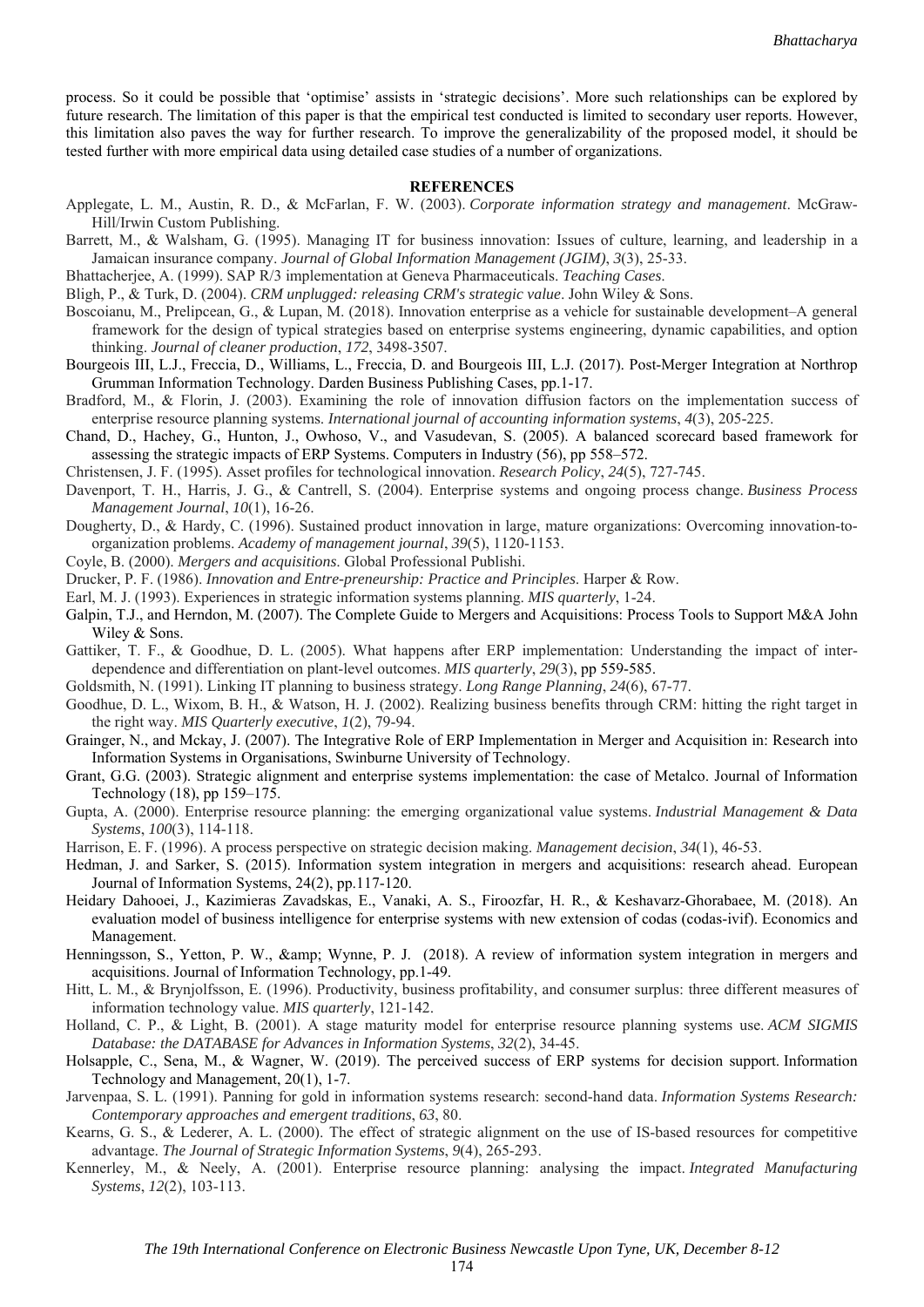process. So it could be possible that 'optimise' assists in 'strategic decisions'. More such relationships can be explored by future research. The limitation of this paper is that the empirical test conducted is limited to secondary user reports. However, this limitation also paves the way for further research. To improve the generalizability of the proposed model, it should be tested further with more empirical data using detailed case studies of a number of organizations.

## REFERENCES

Applegate, L. M., Austin, R. D., & McFarlan, F. W. (2003). *Corporate information strategy and management*. McGraw-Hill/Irwin Custom Publishing.

Barrett, M., & Walsham, G. (1995). Managing IT for business innovation: Issues of culture, learning, and leadership in a Jamaican insurance company. *Journal of Global Information Management (JGIM)*, *3*(3), 25-33.

Bhattacherjee, A. (1999). SAP R/3 implementation at Geneva Pharmaceuticals. *Teaching Cases.*

Bligh, P., & Turk, D. (2004). *CRM unplugged: releasing CRM's strategic value*. John Wiley & Sons.

Boscoianu, M., Prelipcean, G., & Lupan, M. (2018). Innovation enterprise as a vehicle for sustainable development–A general framework for the design of typical strategies based on enterprise systems engineering, dynamic capabilities, and option thinking. *Journal of cleaner production*, *172*, 3498-3507.

Bourgeois III, L.J., Freccia, D., Williams, L., Freccia, D. and Bourgeois III, L.J. (2017). Post-Merger Integration at Northrop Grumman Information Technology. Darden Business Publishing Cases, pp.1-17.

Bradford, M., & Florin, J. (2003). Examining the role of innovation diffusion factors on the implementation success of enterprise resource planning systems. *International journal of accounting information systems*, *4*(3), 205-225.

Chand, D., Hachey, G., Hunton, J., Owhoso, V., and Vasudevan, S. (2005). A balanced scorecard based framework for assessing the strategic impacts of ERP Systems. Computers in Industry (56), pp 558–572.

Christensen, J. F. (1995). Asset profiles for technological innovation. *Research Policy*, *24*(5), 727-745.

Davenport, T. H., Harris, J. G., & Cantrell, S. (2004). Enterprise systems and ongoing process change. *Business Process Management Journal*, *10*(1), 16-26.

Dougherty, D., & Hardy, C. (1996). Sustained product innovation in large, mature organizations: Overcoming innovation-to-organization problems. *Academy of management journal*, *39*(5), 1120-1153.

Coyle, B. (2000). *Mergers and acquisitions*. Global Professional Publishi.

Drucker, P. F. (1986). *Innovation and Entre-preneurship: Practice and Principles*. Harper & Row.

Earl, M. J. (1993). Experiences in strategic information systems planning. *MIS quarterly*, 1-24.

Galpin, T.J., and Herndon, M. (2007). The Complete Guide to Mergers and Acquisitions: Process Tools to Support M&A John Wiley & Sons.

Gattiker, T. F., & Goodhue, D. L. (2005). What happens after ERP implementation: Understanding the impact of inter-dependence and differentiation on plant-level outcomes. *MIS quarterly*, *29*(3), pp 559-585.

Goldsmith, N. (1991). Linking IT planning to business strategy. *Long Range Planning*, *24*(6), 67-77.

Goodhue, D. L., Wixom, B. H., & Watson, H. J. (2002). Realizing business benefits through CRM: hitting the right target in the right way. *MIS Quarterly executive*, *1*(2), 79-94.

Grainger, N., and Mckay, J. (2007). The Integrative Role of ERP Implementation in Merger and Acquisition in: Research into Information Systems in Organisations, Swinburne University of Technology.

Grant, G.G. (2003). Strategic alignment and enterprise systems implementation: the case of Metalco. Journal of Information Technology (18), pp 159–175.

Gupta, A. (2000). Enterprise resource planning: the emerging organizational value systems. *Industrial Management & Data Systems*, *100*(3), 114-118.

Harrison, E. F. (1996). A process perspective on strategic decision making. *Management decision*, *34*(1), 46-53.

Hedman, J. and Sarker, S. (2015). Information system integration in mergers and acquisitions: research ahead. European Journal of Information Systems, 24(2), pp.117-120.

Heidary Dahooei, J., Kazimieras Zavadskas, E., Vanaki, A. S., Firoozfar, H. R., & Keshavarz-Ghorabaee, M. (2018). An evaluation model of business intelligence for enterprise systems with new extension of codas (codas-ivif). Economics and Management.

Henningsson, S., Yetton, P. W., &amp; Wynne, P. J. (2018). A review of information system integration in mergers and acquisitions. Journal of Information Technology, pp.1-49.

Hitt, L. M., & Brynjolfsson, E. (1996). Productivity, business profitability, and consumer surplus: three different measures of information technology value. *MIS quarterly*, 121-142.

Holland, C. P., & Light, B. (2001). A stage maturity model for enterprise resource planning systems use. *ACM SIGMIS Database: the DATABASE for Advances in Information Systems*, *32*(2), 34-45.

Holsapple, C., Sena, M., & Wagner, W. (2019). The perceived success of ERP systems for decision support. Information Technology and Management, 20(1), 1-7.

Jarvenpaa, S. L. (1991). Panning for gold in information systems research: second-hand data. *Information Systems Research: Contemporary approaches and emergent traditions*, *63*, 80.

Kearns, G. S., & Lederer, A. L. (2000). The effect of strategic alignment on the use of IS-based resources for competitive advantage. *The Journal of Strategic Information Systems*, *9*(4), 265-293.

Kennerley, M., & Neely, A. (2001). Enterprise resource planning: analysing the impact. *Integrated Manufacturing Systems*, *12*(2), 103-113.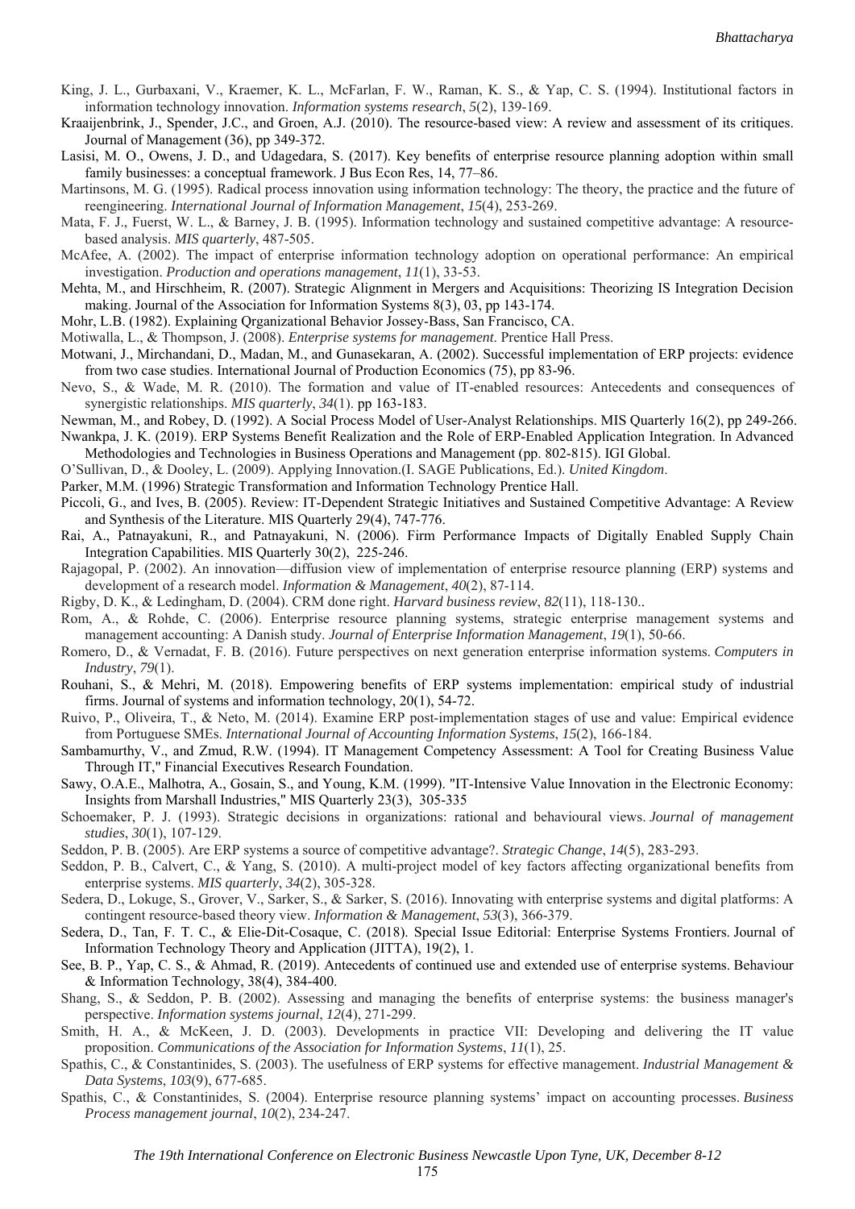King, J. L., Gurbaxani, V., Kraemer, K. L., McFarlan, F. W., Raman, K. S., & Yap, C. S. (1994). Institutional factors in information technology innovation. *Information systems research*, *5*(2), 139-169.

Kraaijenbrink, J., Spender, J.C., and Groen, A.J. (2010). The resource-based view: A review and assessment of its critiques. Journal of Management (36), pp 349-372.

Lasisi, M. O., Owens, J. D., and Udagedara, S. (2017). Key benefits of enterprise resource planning adoption within small family businesses: a conceptual framework. J Bus Econ Res, 14, 77–86.

Martinsons, M. G. (1995). Radical process innovation using information technology: The theory, the practice and the future of reengineering. *International Journal of Information Management*, *15*(4), 253-269.

Mata, F. J., Fuerst, W. L., & Barney, J. B. (1995). Information technology and sustained competitive advantage: A resource-based analysis. *MIS quarterly*, 487-505.

McAfee, A. (2002). The impact of enterprise information technology adoption on operational performance: An empirical investigation. *Production and operations management*, *11*(1), 33-53.

Mehta, M., and Hirschheim, R. (2007). Strategic Alignment in Mergers and Acquisitions: Theorizing IS Integration Decision making. Journal of the Association for Information Systems 8(3), 03, pp 143-174.

Mohr, L.B. (1982). Explaining Qrganizational Behavior Jossey-Bass, San Francisco, CA.

Motiwalla, L., & Thompson, J. (2008). *Enterprise systems for management*. Prentice Hall Press.

Motwani, J., Mirchandani, D., Madan, M., and Gunasekaran, A. (2002). Successful implementation of ERP projects: evidence from two case studies. International Journal of Production Economics (75), pp 83-96.

Nevo, S., & Wade, M. R. (2010). The formation and value of IT-enabled resources: Antecedents and consequences of synergistic relationships. *MIS quarterly*, *34*(1). pp 163-183.

Newman, M., and Robey, D. (1992). A Social Process Model of User-Analyst Relationships. MIS Quarterly 16(2), pp 249-266.

Nwankpa, J. K. (2019). ERP Systems Benefit Realization and the Role of ERP-Enabled Application Integration. In Advanced Methodologies and Technologies in Business Operations and Management (pp. 802-815). IGI Global.

O'Sullivan, D., & Dooley, L. (2009). Applying Innovation.(I. SAGE Publications, Ed.). *United Kingdom*.

Parker, M.M. (1996) Strategic Transformation and Information Technology Prentice Hall.

Piccoli, G., and Ives, B. (2005). Review: IT-Dependent Strategic Initiatives and Sustained Competitive Advantage: A Review and Synthesis of the Literature. MIS Quarterly 29(4), 747-776.

Rai, A., Patnayakuni, R., and Patnayakuni, N. (2006). Firm Performance Impacts of Digitally Enabled Supply Chain Integration Capabilities. MIS Quarterly 30(2), 225-246.

Rajagopal, P. (2002). An innovation—diffusion view of implementation of enterprise resource planning (ERP) systems and development of a research model. *Information & Management*, *40*(2), 87-114.

Rigby, D. K., & Ledingham, D. (2004). CRM done right. *Harvard business review*, *82*(11), 118-130..

Rom, A., & Rohde, C. (2006). Enterprise resource planning systems, strategic enterprise management systems and management accounting: A Danish study. *Journal of Enterprise Information Management*, *19*(1), 50-66.

Romero, D., & Vernadat, F. B. (2016). Future perspectives on next generation enterprise information systems. *Computers in Industry*, *79*(1).

Rouhani, S., & Mehri, M. (2018). Empowering benefits of ERP systems implementation: empirical study of industrial firms. Journal of systems and information technology, 20(1), 54-72.

Ruivo, P., Oliveira, T., & Neto, M. (2014). Examine ERP post-implementation stages of use and value: Empirical evidence from Portuguese SMEs. *International Journal of Accounting Information Systems*, *15*(2), 166-184.

Sambamurthy, V., and Zmud, R.W. (1994). IT Management Competency Assessment: A Tool for Creating Business Value Through IT," Financial Executives Research Foundation.

Sawy, O.A.E., Malhotra, A., Gosain, S., and Young, K.M. (1999). "IT-Intensive Value Innovation in the Electronic Economy: Insights from Marshall Industries," MIS Quarterly 23(3), 305-335

Schoemaker, P. J. (1993). Strategic decisions in organizations: rational and behavioural views. *Journal of management studies*, *30*(1), 107-129.

Seddon, P. B. (2005). Are ERP systems a source of competitive advantage?. *Strategic Change*, *14*(5), 283-293.

Seddon, P. B., Calvert, C., & Yang, S. (2010). A multi-project model of key factors affecting organizational benefits from enterprise systems. *MIS quarterly*, *34*(2), 305-328.

Sedera, D., Lokuge, S., Grover, V., Sarker, S., & Sarker, S. (2016). Innovating with enterprise systems and digital platforms: A contingent resource-based theory view. *Information & Management*, *53*(3), 366-379.

Sedera, D., Tan, F. T. C., & Elie-Dit-Cosaque, C. (2018). Special Issue Editorial: Enterprise Systems Frontiers. Journal of Information Technology Theory and Application (JITTA), 19(2), 1.

See, B. P., Yap, C. S., & Ahmad, R. (2019). Antecedents of continued use and extended use of enterprise systems. Behaviour & Information Technology, 38(4), 384-400.

Shang, S., & Seddon, P. B. (2002). Assessing and managing the benefits of enterprise systems: the business manager's perspective. *Information systems journal*, *12*(4), 271-299.

Smith, H. A., & McKeen, J. D. (2003). Developments in practice VII: Developing and delivering the IT value proposition. *Communications of the Association for Information Systems*, *11*(1), 25.

Spathis, C., & Constantinides, S. (2003). The usefulness of ERP systems for effective management. *Industrial Management & Data Systems*, *103*(9), 677-685.

Spathis, C., & Constantinides, S. (2004). Enterprise resource planning systems' impact on accounting processes. *Business Process management journal*, *10*(2), 234-247.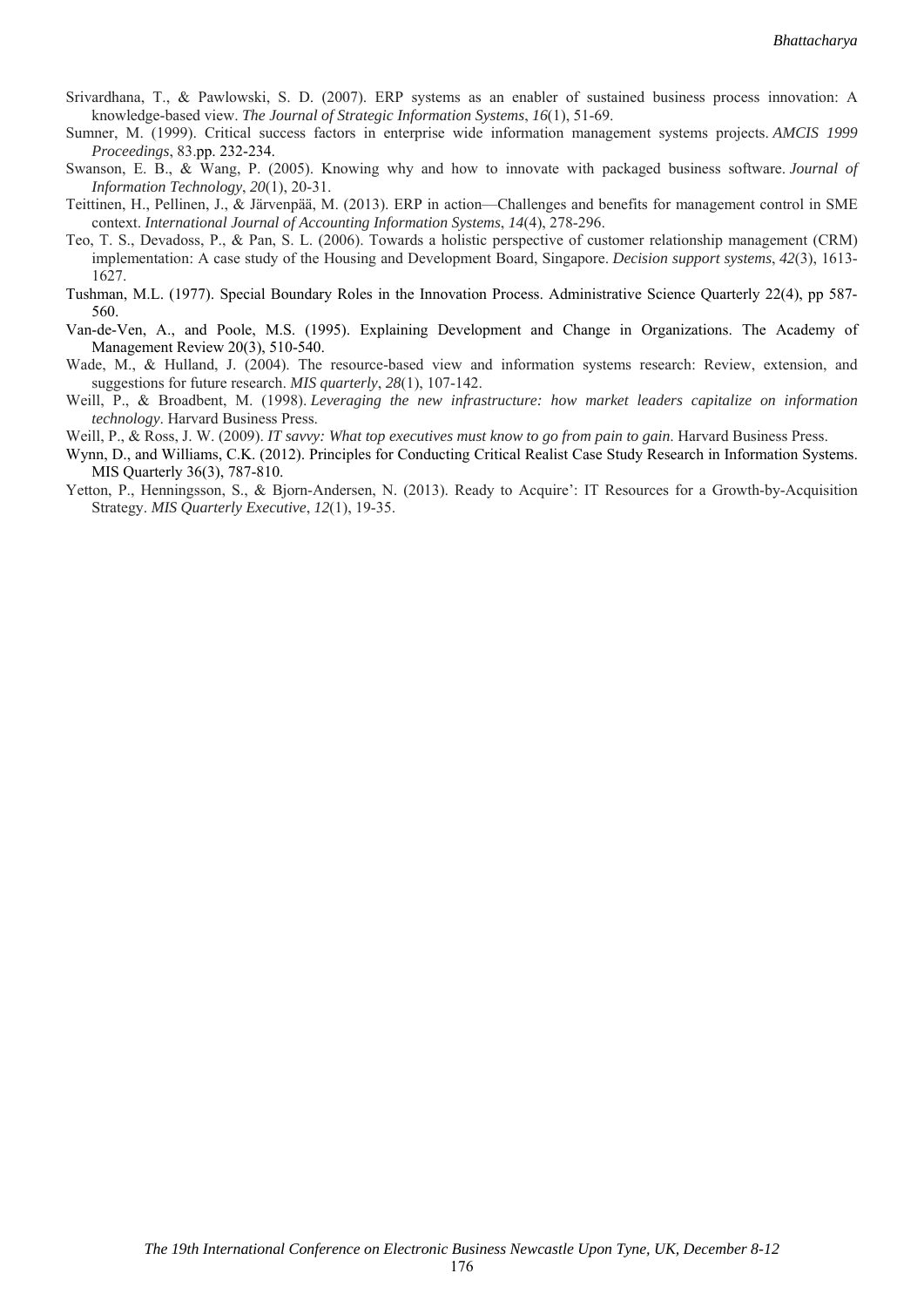Srivardhana, T., & Pawlowski, S. D. (2007). ERP systems as an enabler of sustained business process innovation: A knowledge-based view. *The Journal of Strategic Information Systems*, *16*(1), 51-69.

Sumner, M. (1999). Critical success factors in enterprise wide information management systems projects. *AMCIS 1999 Proceedings*, 83.pp. 232-234.

Swanson, E. B., & Wang, P. (2005). Knowing why and how to innovate with packaged business software. *Journal of Information Technology*, *20*(1), 20-31.

Teittinen, H., Pellinen, J., & Järvenpää, M. (2013). ERP in action—Challenges and benefits for management control in SME context. *International Journal of Accounting Information Systems*, *14*(4), 278-296.

Teo, T. S., Devadoss, P., & Pan, S. L. (2006). Towards a holistic perspective of customer relationship management (CRM) implementation: A case study of the Housing and Development Board, Singapore. *Decision support systems*, *42*(3), 1613-1627.

Tushman, M.L. (1977). Special Boundary Roles in the Innovation Process. Administrative Science Quarterly 22(4), pp 587-560.

Van-de-Ven, A., and Poole, M.S. (1995). Explaining Development and Change in Organizations. The Academy of Management Review 20(3), 510-540.

Wade, M., & Hulland, J. (2004). The resource-based view and information systems research: Review, extension, and suggestions for future research. *MIS quarterly*, *28*(1), 107-142.

Weill, P., & Broadbent, M. (1998). *Leveraging the new infrastructure: how market leaders capitalize on information technology*. Harvard Business Press.

Weill, P., & Ross, J. W. (2009). *IT savvy: What top executives must know to go from pain to gain*. Harvard Business Press.

Wynn, D., and Williams, C.K. (2012). Principles for Conducting Critical Realist Case Study Research in Information Systems. MIS Quarterly 36(3), 787-810.

Yetton, P., Henningsson, S., & Bjorn-Andersen, N. (2013). Ready to Acquire': IT Resources for a Growth-by-Acquisition Strategy. *MIS Quarterly Executive*, *12*(1), 19-35.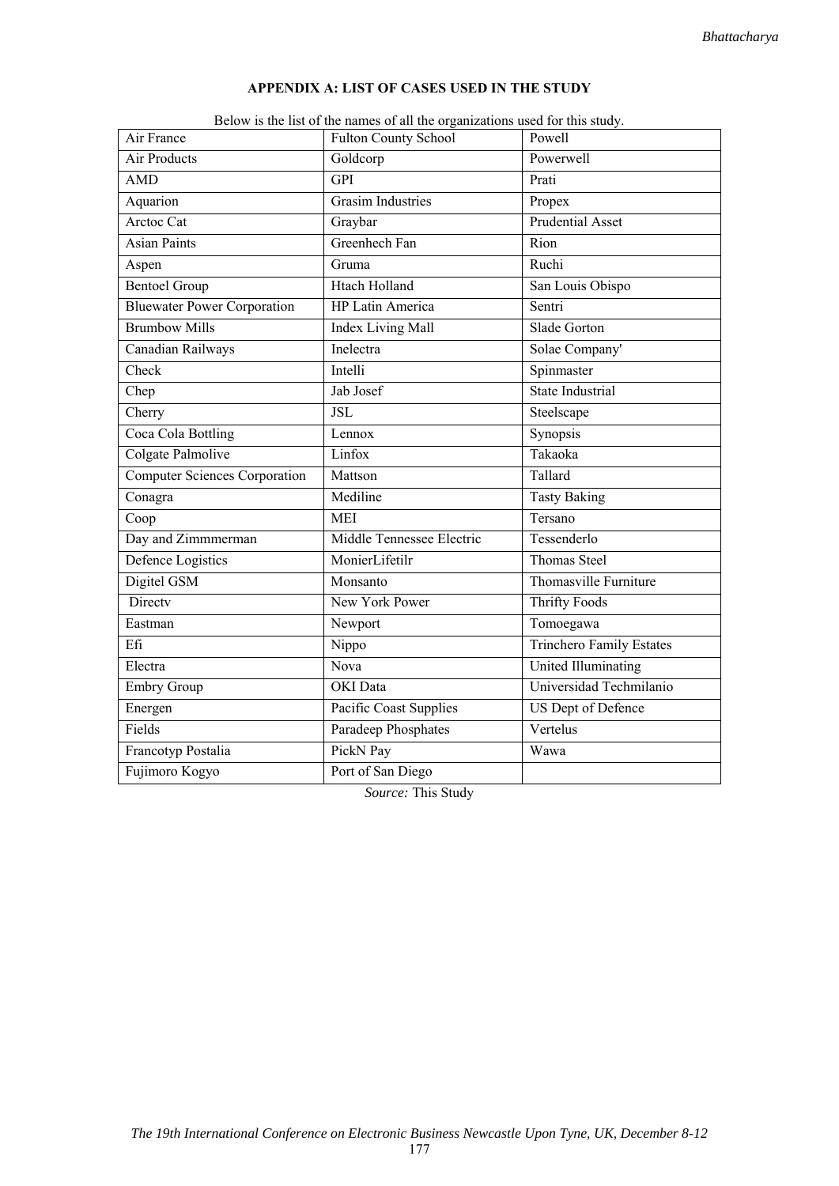**APPENDIX A: LIST OF CASES USED IN THE STUDY**

Below is the list of the names of all the organizations used for this study.

| | | |
|---|---|---|
| Air France | Fulton County School | Powell |
| Air Products | Goldcorp | Powerwell |
| AMD | GPI | Prati |
| Aquarion | Grasim Industries | Propex |
| Arctoc Cat | Graybar | Prudential Asset |
| Asian Paints | Greenhech Fan | Rion |
| Aspen | Gruma | Ruchi |
| Bentoel Group | Htach Holland | San Louis Obispo |
| Bluewater Power Corporation | HP Latin America | Sentri |
| Brumbow Mills | Index Living Mall | Slade Gorton |
| Canadian Railways | Inelectra | Solae Company' |
| Check | Intelli | Spinmaster |
| Chep | Jab Josef | State Industrial |
| Cherry | JSL | Steelscape |
| Coca Cola Bottling | Lennox | Synopsis |
| Colgate Palmolive | Linfox | Takaoka |
| Computer Sciences Corporation | Mattson | Tallard |
| Conagra | Mediline | Tasty Baking |
| Coop | MEI | Tersano |
| Day and Zimmmerman | Middle Tennessee Electric | Tessenderlo |
| Defence Logistics | MonierLifetilr | Thomas Steel |
| Digitel GSM | Monsanto | Thomasville Furniture |
| Directv | New York Power | Thrifty Foods |
| Eastman | Newport | Tomoegawa |
| Efi | Nippo | Trinchero Family Estates |
| Electra | Nova | United Illuminating |
| Embry Group | OKI Data | Universidad Techmilanio |
| Energen | Pacific Coast Supplies | US Dept of Defence |
| Fields | Paradeep Phosphates | Vertelus |
| Francotyp Postalia | PickN Pay | Wawa |
| Fujimoro Kogyo | Port of San Diego | |

*Source:* This Study